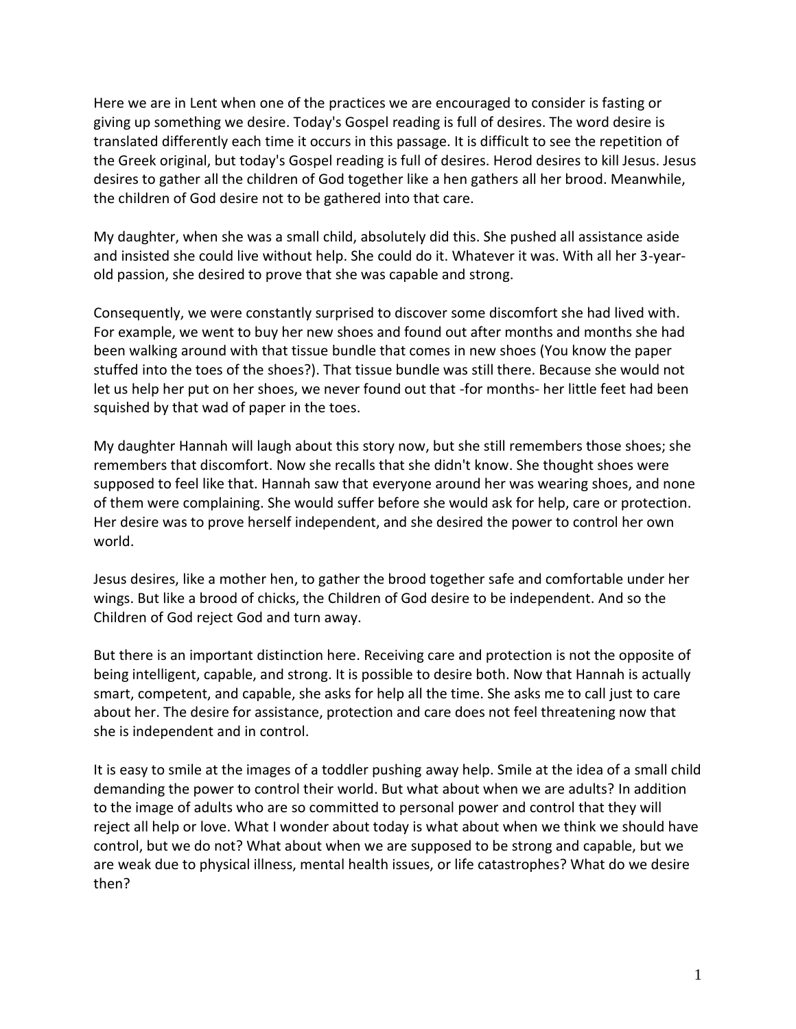Here we are in Lent when one of the practices we are encouraged to consider is fasting or giving up something we desire. Today's Gospel reading is full of desires. The word desire is translated differently each time it occurs in this passage. It is difficult to see the repetition of the Greek original, but today's Gospel reading is full of desires. Herod desires to kill Jesus. Jesus desires to gather all the children of God together like a hen gathers all her brood. Meanwhile, the children of God desire not to be gathered into that care.

My daughter, when she was a small child, absolutely did this. She pushed all assistance aside and insisted she could live without help. She could do it. Whatever it was. With all her 3-year-old passion, she desired to prove that she was capable and strong.

Consequently, we were constantly surprised to discover some discomfort she had lived with. For example, we went to buy her new shoes and found out after months and months she had been walking around with that tissue bundle that comes in new shoes (You know the paper stuffed into the toes of the shoes?). That tissue bundle was still there. Because she would not let us help her put on her shoes, we never found out that -for months- her little feet had been squished by that wad of paper in the toes.

My daughter Hannah will laugh about this story now, but she still remembers those shoes; she remembers that discomfort. Now she recalls that she didn't know. She thought shoes were supposed to feel like that. Hannah saw that everyone around her was wearing shoes, and none of them were complaining. She would suffer before she would ask for help, care or protection. Her desire was to prove herself independent, and she desired the power to control her own world.

Jesus desires, like a mother hen, to gather the brood together safe and comfortable under her wings. But like a brood of chicks, the Children of God desire to be independent. And so the Children of God reject God and turn away.

But there is an important distinction here. Receiving care and protection is not the opposite of being intelligent, capable, and strong. It is possible to desire both. Now that Hannah is actually smart, competent, and capable, she asks for help all the time. She asks me to call just to care about her. The desire for assistance, protection and care does not feel threatening now that she is independent and in control.

It is easy to smile at the images of a toddler pushing away help. Smile at the idea of a small child demanding the power to control their world. But what about when we are adults? In addition to the image of adults who are so committed to personal power and control that they will reject all help or love. What I wonder about today is what about when we think we should have control, but we do not? What about when we are supposed to be strong and capable, but we are weak due to physical illness, mental health issues, or life catastrophes? What do we desire then?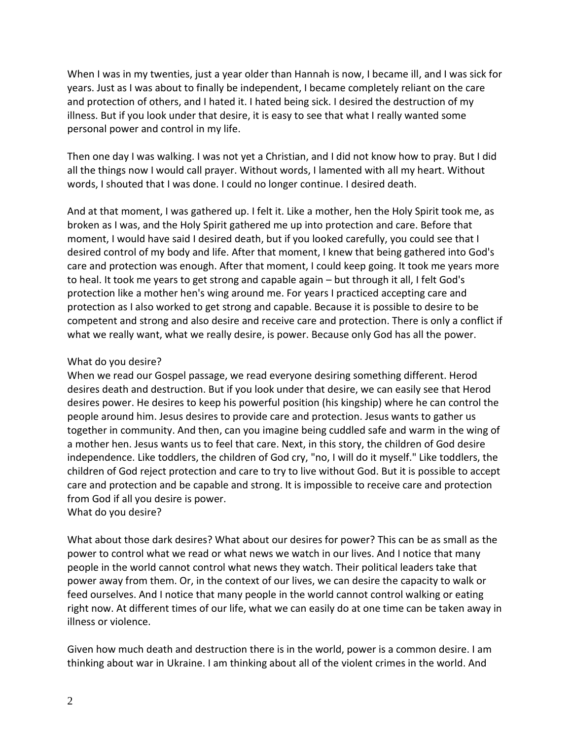When I was in my twenties, just a year older than Hannah is now, I became ill, and I was sick for years. Just as I was about to finally be independent, I became completely reliant on the care and protection of others, and I hated it. I hated being sick. I desired the destruction of my illness. But if you look under that desire, it is easy to see that what I really wanted some personal power and control in my life.

Then one day I was walking. I was not yet a Christian, and I did not know how to pray. But I did all the things now I would call prayer. Without words, I lamented with all my heart. Without words, I shouted that I was done. I could no longer continue. I desired death.

And at that moment, I was gathered up. I felt it. Like a mother, hen the Holy Spirit took me, as broken as I was, and the Holy Spirit gathered me up into protection and care. Before that moment, I would have said I desired death, but if you looked carefully, you could see that I desired control of my body and life. After that moment, I knew that being gathered into God's care and protection was enough. After that moment, I could keep going. It took me years more to heal. It took me years to get strong and capable again – but through it all, I felt God's protection like a mother hen's wing around me. For years I practiced accepting care and protection as I also worked to get strong and capable. Because it is possible to desire to be competent and strong and also desire and receive care and protection. There is only a conflict if what we really want, what we really desire, is power. Because only God has all the power.

What do you desire?
When we read our Gospel passage, we read everyone desiring something different. Herod desires death and destruction. But if you look under that desire, we can easily see that Herod desires power. He desires to keep his powerful position (his kingship) where he can control the people around him. Jesus desires to provide care and protection. Jesus wants to gather us together in community. And then, can you imagine being cuddled safe and warm in the wing of a mother hen. Jesus wants us to feel that care. Next, in this story, the children of God desire independence. Like toddlers, the children of God cry, "no, I will do it myself." Like toddlers, the children of God reject protection and care to try to live without God. But it is possible to accept care and protection and be capable and strong. It is impossible to receive care and protection from God if all you desire is power.
What do you desire?

What about those dark desires? What about our desires for power? This can be as small as the power to control what we read or what news we watch in our lives. And I notice that many people in the world cannot control what news they watch. Their political leaders take that power away from them. Or, in the context of our lives, we can desire the capacity to walk or feed ourselves. And I notice that many people in the world cannot control walking or eating right now. At different times of our life, what we can easily do at one time can be taken away in illness or violence.

Given how much death and destruction there is in the world, power is a common desire. I am thinking about war in Ukraine. I am thinking about all of the violent crimes in the world. And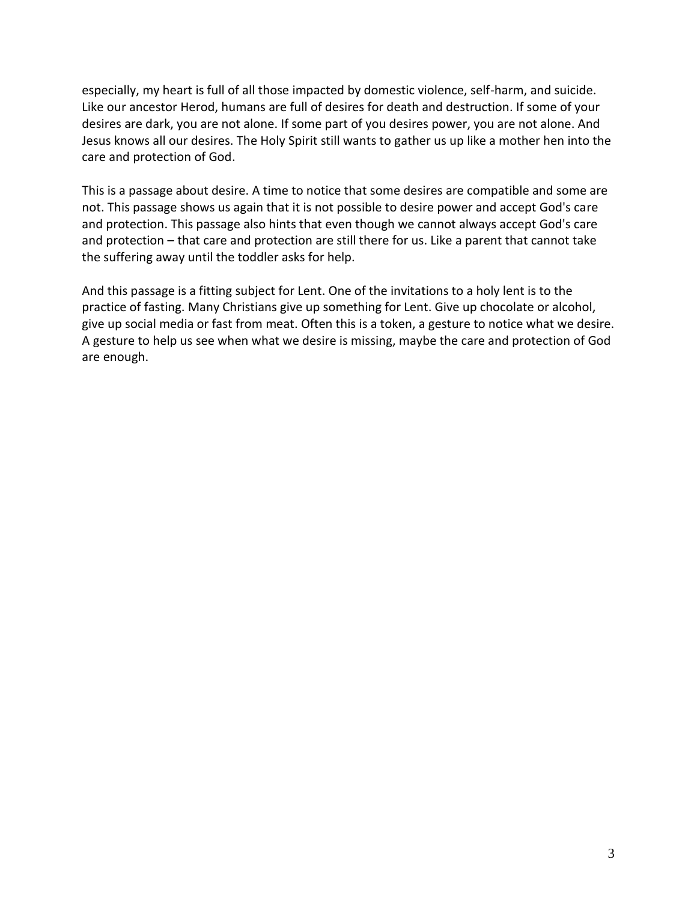especially, my heart is full of all those impacted by domestic violence, self-harm, and suicide. Like our ancestor Herod, humans are full of desires for death and destruction. If some of your desires are dark, you are not alone. If some part of you desires power, you are not alone. And Jesus knows all our desires. The Holy Spirit still wants to gather us up like a mother hen into the care and protection of God.

This is a passage about desire. A time to notice that some desires are compatible and some are not. This passage shows us again that it is not possible to desire power and accept God's care and protection. This passage also hints that even though we cannot always accept God's care and protection – that care and protection are still there for us. Like a parent that cannot take the suffering away until the toddler asks for help.

And this passage is a fitting subject for Lent. One of the invitations to a holy lent is to the practice of fasting. Many Christians give up something for Lent. Give up chocolate or alcohol, give up social media or fast from meat. Often this is a token, a gesture to notice what we desire. A gesture to help us see when what we desire is missing, maybe the care and protection of God are enough.